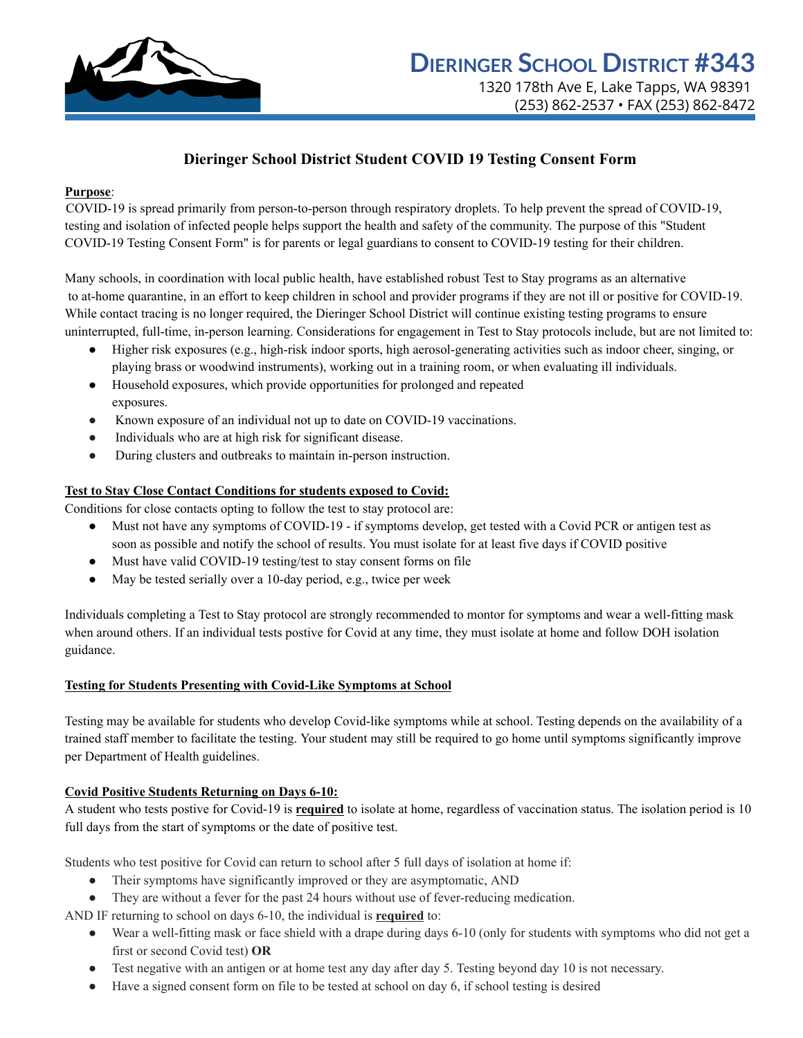# Dieringer School District #343

1320 178th Ave E, Lake Tapps, WA 98391
(253) 862-2537 • FAX (253) 862-8472

## Dieringer School District Student COVID 19 Testing Consent Form

**Purpose**:
COVID-19 is spread primarily from person-to-person through respiratory droplets. To help prevent the spread of COVID-19, testing and isolation of infected people helps support the health and safety of the community. The purpose of this "Student COVID-19 Testing Consent Form" is for parents or legal guardians to consent to COVID-19 testing for their children.

Many schools, in coordination with local public health, have established robust Test to Stay programs as an alternative to at-home quarantine, in an effort to keep children in school and provider programs if they are not ill or positive for COVID-19. While contact tracing is no longer required, the Dieringer School District will continue existing testing programs to ensure uninterrupted, full-time, in-person learning. Considerations for engagement in Test to Stay protocols include, but are not limited to:

- Higher risk exposures (e.g., high-risk indoor sports, high aerosol-generating activities such as indoor cheer, singing, or playing brass or woodwind instruments), working out in a training room, or when evaluating ill individuals.
- Household exposures, which provide opportunities for prolonged and repeated exposures.
- Known exposure of an individual not up to date on COVID-19 vaccinations.
- Individuals who are at high risk for significant disease.
- During clusters and outbreaks to maintain in-person instruction.

**Test to Stay Close Contact Conditions for students exposed to Covid:**
Conditions for close contacts opting to follow the test to stay protocol are:

- Must not have any symptoms of COVID-19 - if symptoms develop, get tested with a Covid PCR or antigen test as soon as possible and notify the school of results. You must isolate for at least five days if COVID positive
- Must have valid COVID-19 testing/test to stay consent forms on file
- May be tested serially over a 10-day period, e.g., twice per week

Individuals completing a Test to Stay protocol are strongly recommended to montor for symptoms and wear a well-fitting mask when around others. If an individual tests postive for Covid at any time, they must isolate at home and follow DOH isolation guidance.

**Testing for Students Presenting with Covid-Like Symptoms at School**

Testing may be available for students who develop Covid-like symptoms while at school. Testing depends on the availability of a trained staff member to facilitate the testing. Your student may still be required to go home until symptoms significantly improve per Department of Health guidelines.

**Covid Positive Students Returning on Days 6-10:**
A student who tests postive for Covid-19 is **required** to isolate at home, regardless of vaccination status. The isolation period is 10 full days from the start of symptoms or the date of positive test.

Students who test positive for Covid can return to school after 5 full days of isolation at home if:

- Their symptoms have significantly improved or they are asymptomatic, AND
- They are without a fever for the past 24 hours without use of fever-reducing medication.

AND IF returning to school on days 6-10, the individual is **required** to:

- Wear a well-fitting mask or face shield with a drape during days 6-10 (only for students with symptoms who did not get a first or second Covid test) **OR**
- Test negative with an antigen or at home test any day after day 5. Testing beyond day 10 is not necessary.
- Have a signed consent form on file to be tested at school on day 6, if school testing is desired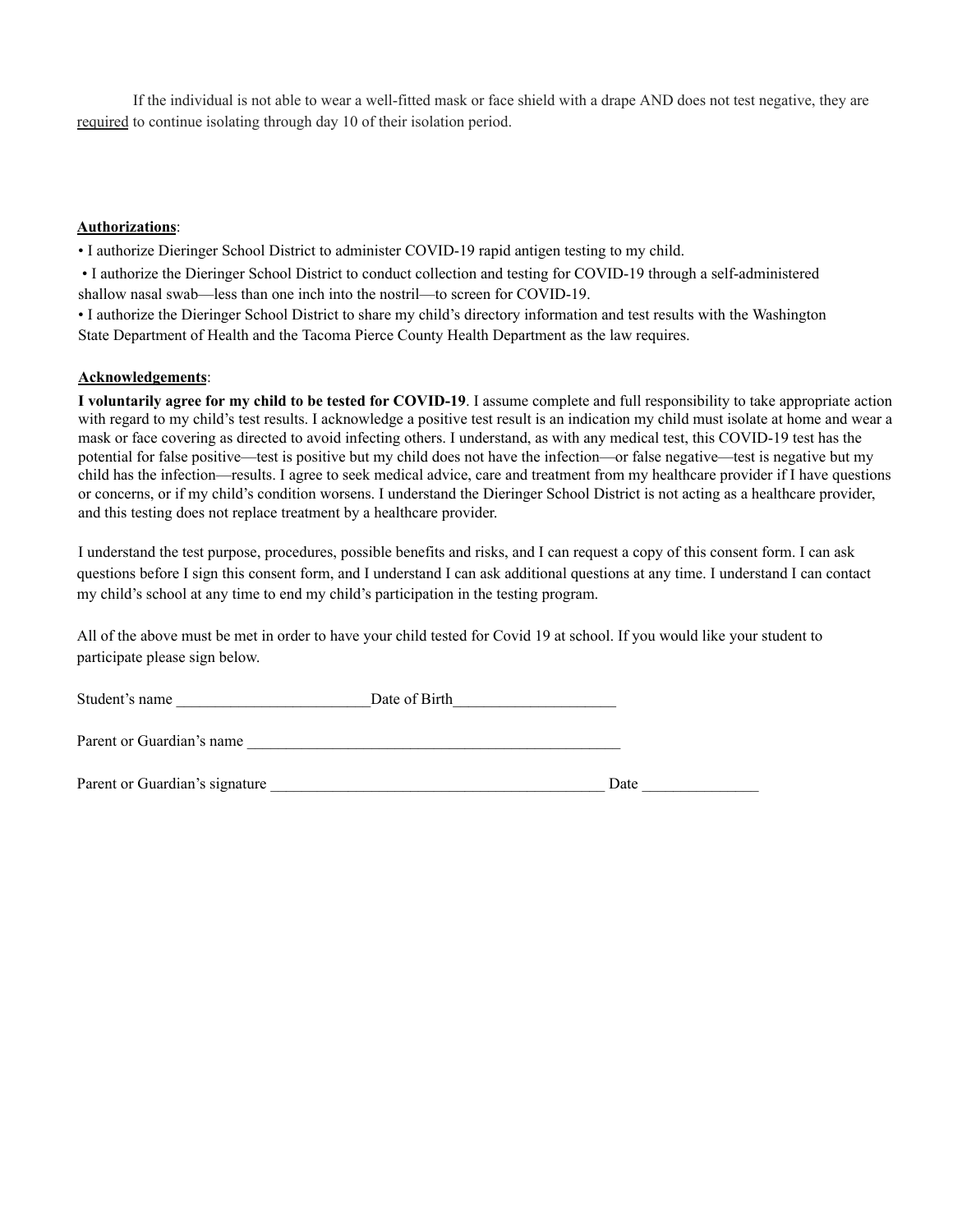If the individual is not able to wear a well-fitted mask or face shield with a drape AND does not test negative, they are required to continue isolating through day 10 of their isolation period.

**Authorizations**:

- I authorize Dieringer School District to administer COVID-19 rapid antigen testing to my child.
- I authorize the Dieringer School District to conduct collection and testing for COVID-19 through a self-administered shallow nasal swab—less than one inch into the nostril—to screen for COVID-19.
- I authorize the Dieringer School District to share my child's directory information and test results with the Washington State Department of Health and the Tacoma Pierce County Health Department as the law requires.

**Acknowledgements**:

**I voluntarily agree for my child to be tested for COVID-19**. I assume complete and full responsibility to take appropriate action with regard to my child's test results. I acknowledge a positive test result is an indication my child must isolate at home and wear a mask or face covering as directed to avoid infecting others. I understand, as with any medical test, this COVID-19 test has the potential for false positive—test is positive but my child does not have the infection—or false negative—test is negative but my child has the infection—results. I agree to seek medical advice, care and treatment from my healthcare provider if I have questions or concerns, or if my child's condition worsens. I understand the Dieringer School District is not acting as a healthcare provider, and this testing does not replace treatment by a healthcare provider.

I understand the test purpose, procedures, possible benefits and risks, and I can request a copy of this consent form. I can ask questions before I sign this consent form, and I understand I can ask additional questions at any time. I understand I can contact my child's school at any time to end my child's participation in the testing program.

All of the above must be met in order to have your child tested for Covid 19 at school. If you would like your student to participate please sign below.

Student's name _________________________ Date of Birth_____________________

Parent or Guardian's name __________________________________________________

Parent or Guardian's signature ____________________________________________ Date _______________